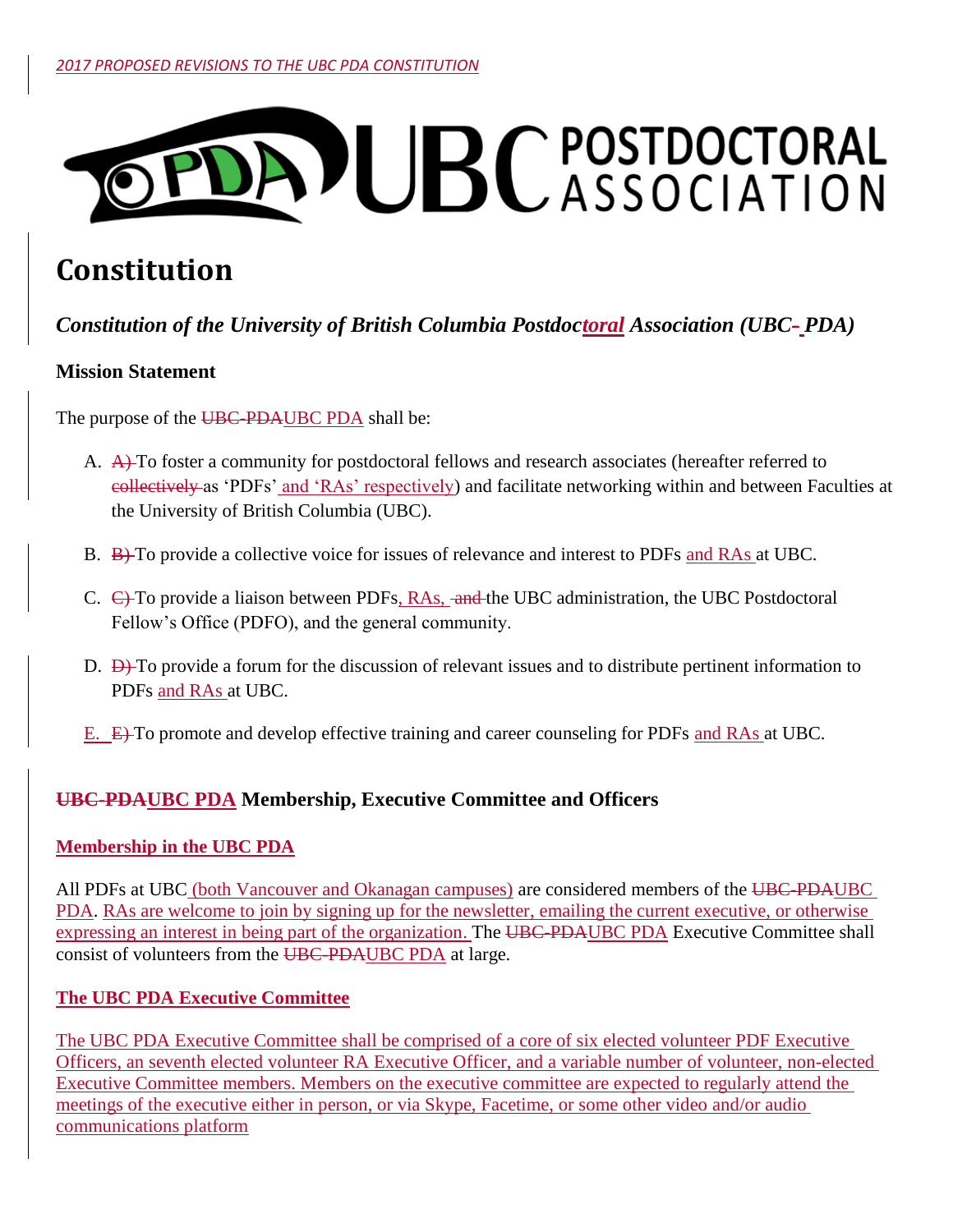*2017 PROPOSED REVISIONS TO THE UBC PDA CONSTITUTION*

UBC POSTDOCTORAL ASSOCIATION

# Constitution

## *Constitution of the University of British Columbia Postdoctoral Association (UBC PDA)*

### Mission Statement

The purpose of the UBC PDA shall be:

A. To foster a community for postdoctoral fellows and research associates (hereafter referred to as 'PDFs' and 'RAs' respectively) and facilitate networking within and between Faculties at the University of British Columbia (UBC).

B. To provide a collective voice for issues of relevance and interest to PDFs and RAs at UBC.

C. To provide a liaison between PDFs, RAs, the UBC administration, the UBC Postdoctoral Fellow's Office (PDFO), and the general community.

D. To provide a forum for the discussion of relevant issues and to distribute pertinent information to PDFs and RAs at UBC.

E. To promote and develop effective training and career counseling for PDFs and RAs at UBC.

### UBC PDA Membership, Executive Committee and Officers

#### Membership in the UBC PDA

All PDFs at UBC (both Vancouver and Okanagan campuses) are considered members of the UBC PDA. RAs are welcome to join by signing up for the newsletter, emailing the current executive, or otherwise expressing an interest in being part of the organization. The UBC PDA Executive Committee shall consist of volunteers from the UBC PDA at large.

#### The UBC PDA Executive Committee

The UBC PDA Executive Committee shall be comprised of a core of six elected volunteer PDF Executive Officers, an seventh elected volunteer RA Executive Officer, and a variable number of volunteer, non-elected Executive Committee members. Members on the executive committee are expected to regularly attend the meetings of the executive either in person, or via Skype, Facetime, or some other video and/or audio communications platform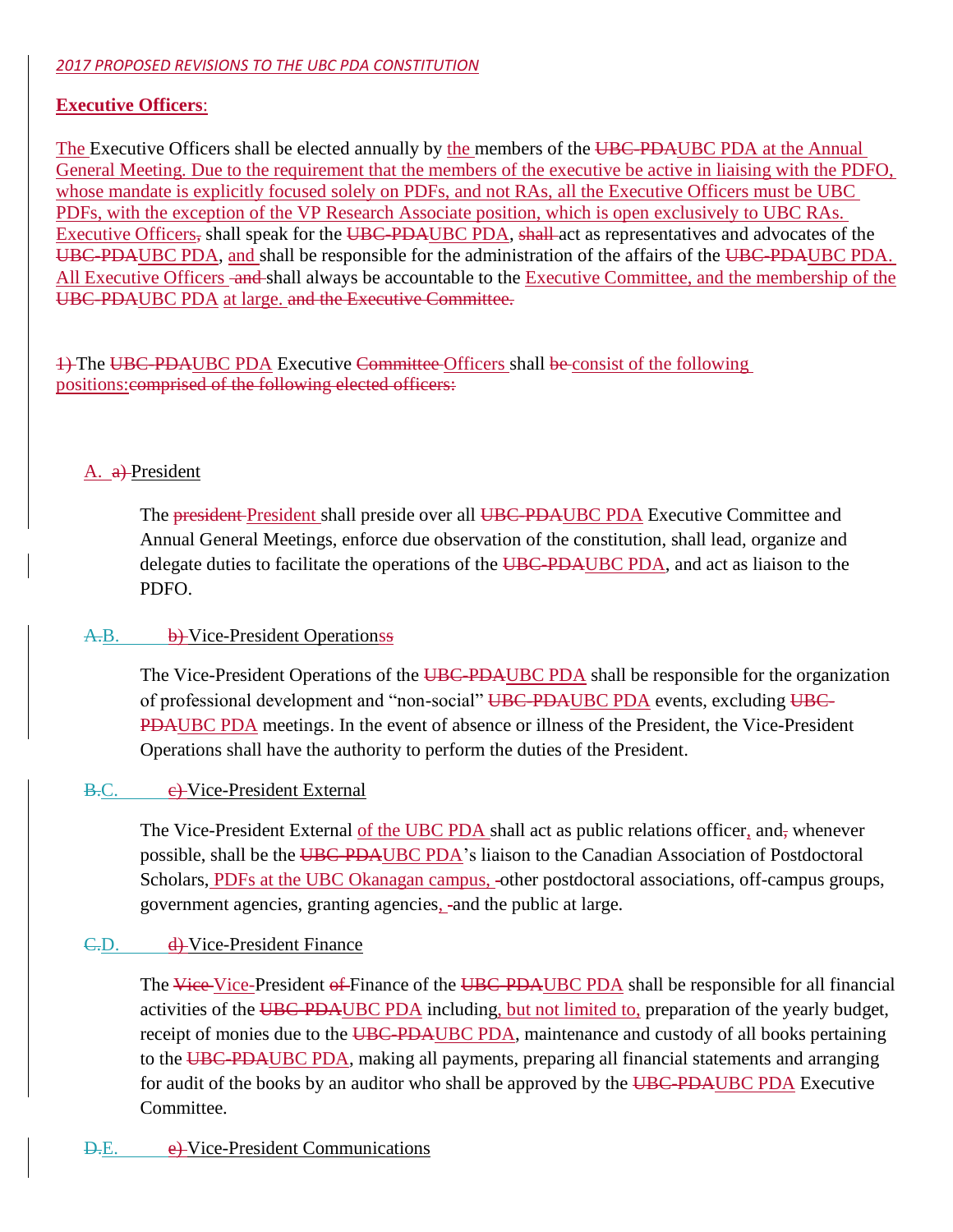**Executive Officers**:

The Executive Officers shall be elected annually by the members of the ~~UBC-PDA~~UBC PDA at the Annual General Meeting. Due to the requirement that the members of the executive be active in liaising with the PDFO, whose mandate is explicitly focused solely on PDFs, and not RAs, all the Executive Officers must be UBC PDFs, with the exception of the VP Research Associate position, which is open exclusively to UBC RAs. Executive Officers~~,~~ shall speak for the ~~UBC-PDA~~UBC PDA, ~~shall~~ act as representatives and advocates of the ~~UBC-PDA~~UBC PDA, and shall be responsible for the administration of the affairs of the ~~UBC-PDA~~UBC PDA. All Executive Officers ~~and~~ shall always be accountable to the Executive Committee, and the membership of the ~~UBC-PDA~~UBC PDA at large. ~~and the Executive Committee.~~

~~1)~~ The ~~UBC-PDA~~UBC PDA Executive ~~Committee~~ Officers shall ~~be~~ consist of the following positions:~~comprised of the following elected officers:~~

A. ~~a)~~ President

The ~~president~~ President shall preside over all ~~UBC-PDA~~UBC PDA Executive Committee and Annual General Meetings, enforce due observation of the constitution, shall lead, organize and delegate duties to facilitate the operations of the ~~UBC-PDA~~UBC PDA, and act as liaison to the PDFO.

~~A.~~B. ~~b)~~ Vice-President Operations~~s~~

The Vice-President Operations of the ~~UBC-PDA~~UBC PDA shall be responsible for the organization of professional development and "non-social" ~~UBC-PDA~~UBC PDA events, excluding ~~UBC-PDA~~UBC PDA meetings. In the event of absence or illness of the President, the Vice-President Operations shall have the authority to perform the duties of the President.

~~B.~~C. ~~c)~~ Vice-President External

The Vice-President External of the UBC PDA shall act as public relations officer, and~~,~~ whenever possible, shall be the ~~UBC-PDA~~UBC PDA's liaison to the Canadian Association of Postdoctoral Scholars, PDFs at the UBC Okanagan campus, ~~-~~other postdoctoral associations, off-campus groups, government agencies, granting agencies, ~~-~~and the public at large.

~~C.~~D. ~~d)~~ Vice-President Finance

The ~~Vice~~ Vice-President ~~of~~ Finance of the ~~UBC-PDA~~UBC PDA shall be responsible for all financial activities of the ~~UBC-PDA~~UBC PDA including, but not limited to, preparation of the yearly budget, receipt of monies due to the ~~UBC-PDA~~UBC PDA, maintenance and custody of all books pertaining to the ~~UBC-PDA~~UBC PDA, making all payments, preparing all financial statements and arranging for audit of the books by an auditor who shall be approved by the ~~UBC-PDA~~UBC PDA Executive Committee.

~~D.~~E. ~~e)~~ Vice-President Communications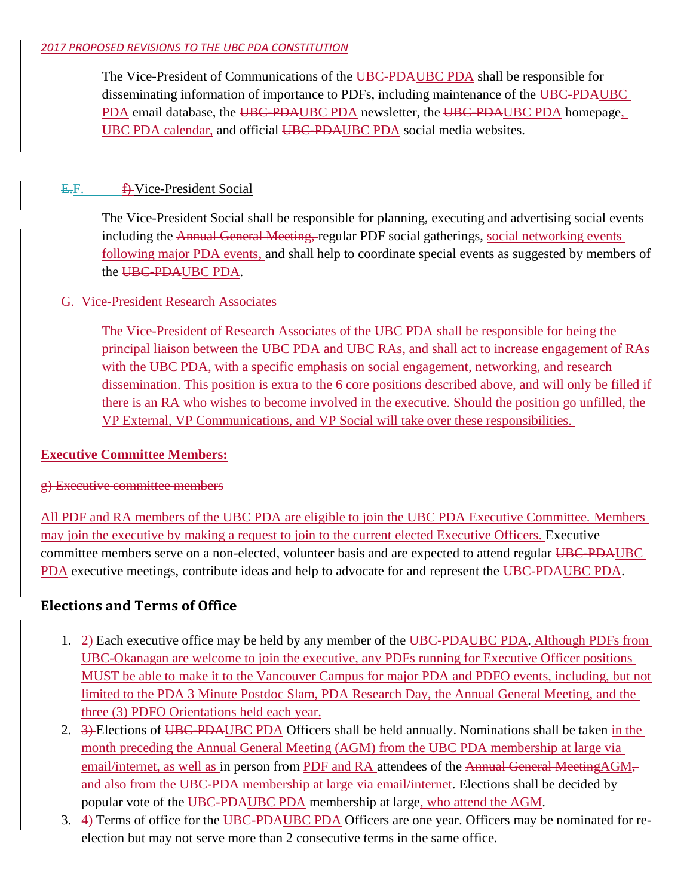The Vice-President of Communications of the ~~UBC-PDA~~UBC PDA shall be responsible for disseminating information of importance to PDFs, including maintenance of the ~~UBC-PDA~~UBC PDA email database, the ~~UBC-PDA~~UBC PDA newsletter, the ~~UBC-PDA~~UBC PDA homepage, UBC PDA calendar, and official ~~UBC-PDA~~UBC PDA social media websites.

### ~~E.~~F. ~~f)~~ Vice-President Social

The Vice-President Social shall be responsible for planning, executing and advertising social events including the ~~Annual General Meeting,~~ regular PDF social gatherings, social networking events following major PDA events, and shall help to coordinate special events as suggested by members of the ~~UBC-PDA~~UBC PDA.

### G. Vice-President Research Associates

The Vice-President of Research Associates of the UBC PDA shall be responsible for being the principal liaison between the UBC PDA and UBC RAs, and shall act to increase engagement of RAs with the UBC PDA, with a specific emphasis on social engagement, networking, and research dissemination. This position is extra to the 6 core positions described above, and will only be filled if there is an RA who wishes to become involved in the executive. Should the position go unfilled, the VP External, VP Communications, and VP Social will take over these responsibilities.

**Executive Committee Members:**

~~g) Executive committee members~~

All PDF and RA members of the UBC PDA are eligible to join the UBC PDA Executive Committee. Members may join the executive by making a request to join to the current elected Executive Officers. Executive committee members serve on a non-elected, volunteer basis and are expected to attend regular ~~UBC-PDA~~UBC PDA executive meetings, contribute ideas and help to advocate for and represent the ~~UBC-PDA~~UBC PDA.

## Elections and Terms of Office

1. ~~2)~~ Each executive office may be held by any member of the ~~UBC-PDA~~UBC PDA. Although PDFs from UBC-Okanagan are welcome to join the executive, any PDFs running for Executive Officer positions MUST be able to make it to the Vancouver Campus for major PDA and PDFO events, including, but not limited to the PDA 3 Minute Postdoc Slam, PDA Research Day, the Annual General Meeting, and the three (3) PDFO Orientations held each year.
2. ~~3)~~ Elections of ~~UBC-PDA~~UBC PDA Officers shall be held annually. Nominations shall be taken in the month preceding the Annual General Meeting (AGM) from the UBC PDA membership at large via email/internet, as well as in person from PDF and RA attendees of the ~~Annual General Meeting~~AGM~~, and also from the UBC-PDA membership at large via email/internet~~. Elections shall be decided by popular vote of the ~~UBC-PDA~~UBC PDA membership at large, who attend the AGM.
3. ~~4)~~ Terms of office for the ~~UBC-PDA~~UBC PDA Officers are one year. Officers may be nominated for re-election but may not serve more than 2 consecutive terms in the same office.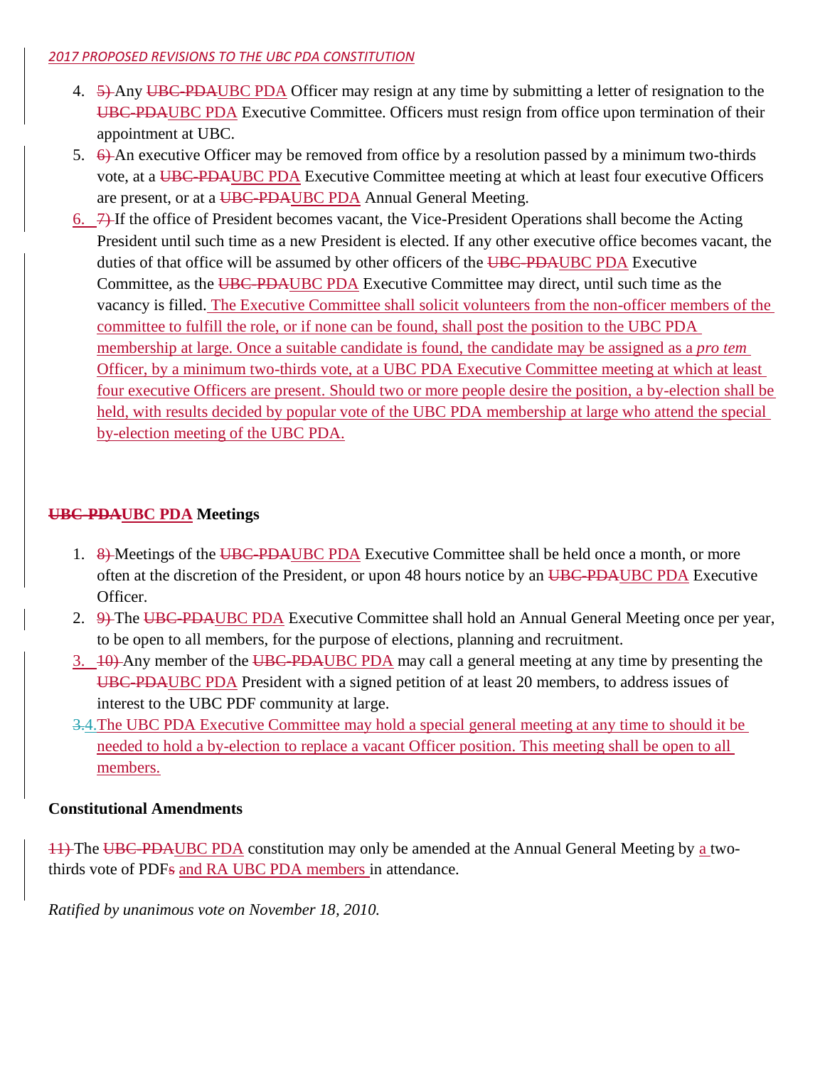4. ~~5)~~ Any ~~UBC-PDA~~UBC PDA Officer may resign at any time by submitting a letter of resignation to the ~~UBC-PDA~~UBC PDA Executive Committee. Officers must resign from office upon termination of their appointment at UBC.
5. ~~6)~~ An executive Officer may be removed from office by a resolution passed by a minimum two-thirds vote, at a ~~UBC-PDA~~UBC PDA Executive Committee meeting at which at least four executive Officers are present, or at a ~~UBC-PDA~~UBC PDA Annual General Meeting.
6. ~~7)~~ If the office of President becomes vacant, the Vice-President Operations shall become the Acting President until such time as a new President is elected. If any other executive office becomes vacant, the duties of that office will be assumed by other officers of the ~~UBC-PDA~~UBC PDA Executive Committee, as the ~~UBC-PDA~~UBC PDA Executive Committee may direct, until such time as the vacancy is filled. The Executive Committee shall solicit volunteers from the non-officer members of the committee to fulfill the role, or if none can be found, shall post the position to the UBC PDA membership at large. Once a suitable candidate is found, the candidate may be assigned as a *pro tem* Officer, by a minimum two-thirds vote, at a UBC PDA Executive Committee meeting at which at least four executive Officers are present. Should two or more people desire the position, a by-election shall be held, with results decided by popular vote of the UBC PDA membership at large who attend the special by-election meeting of the UBC PDA.

**~~UBC-PDA~~UBC PDA Meetings**

1. ~~8)~~ Meetings of the ~~UBC-PDA~~UBC PDA Executive Committee shall be held once a month, or more often at the discretion of the President, or upon 48 hours notice by an ~~UBC-PDA~~UBC PDA Executive Officer.
2. ~~9)~~ The ~~UBC-PDA~~UBC PDA Executive Committee shall hold an Annual General Meeting once per year, to be open to all members, for the purpose of elections, planning and recruitment.
3. ~~10)~~ Any member of the ~~UBC-PDA~~UBC PDA may call a general meeting at any time by presenting the ~~UBC-PDA~~UBC PDA President with a signed petition of at least 20 members, to address issues of interest to the UBC PDF community at large.
4. The UBC PDA Executive Committee may hold a special general meeting at any time to should it be needed to hold a by-election to replace a vacant Officer position. This meeting shall be open to all members.

**Constitutional Amendments**

~~11)~~ The ~~UBC-PDA~~UBC PDA constitution may only be amended at the Annual General Meeting by a two-thirds vote of PDF~~s~~ and RA UBC PDA members in attendance.

*Ratified by unanimous vote on November 18, 2010.*